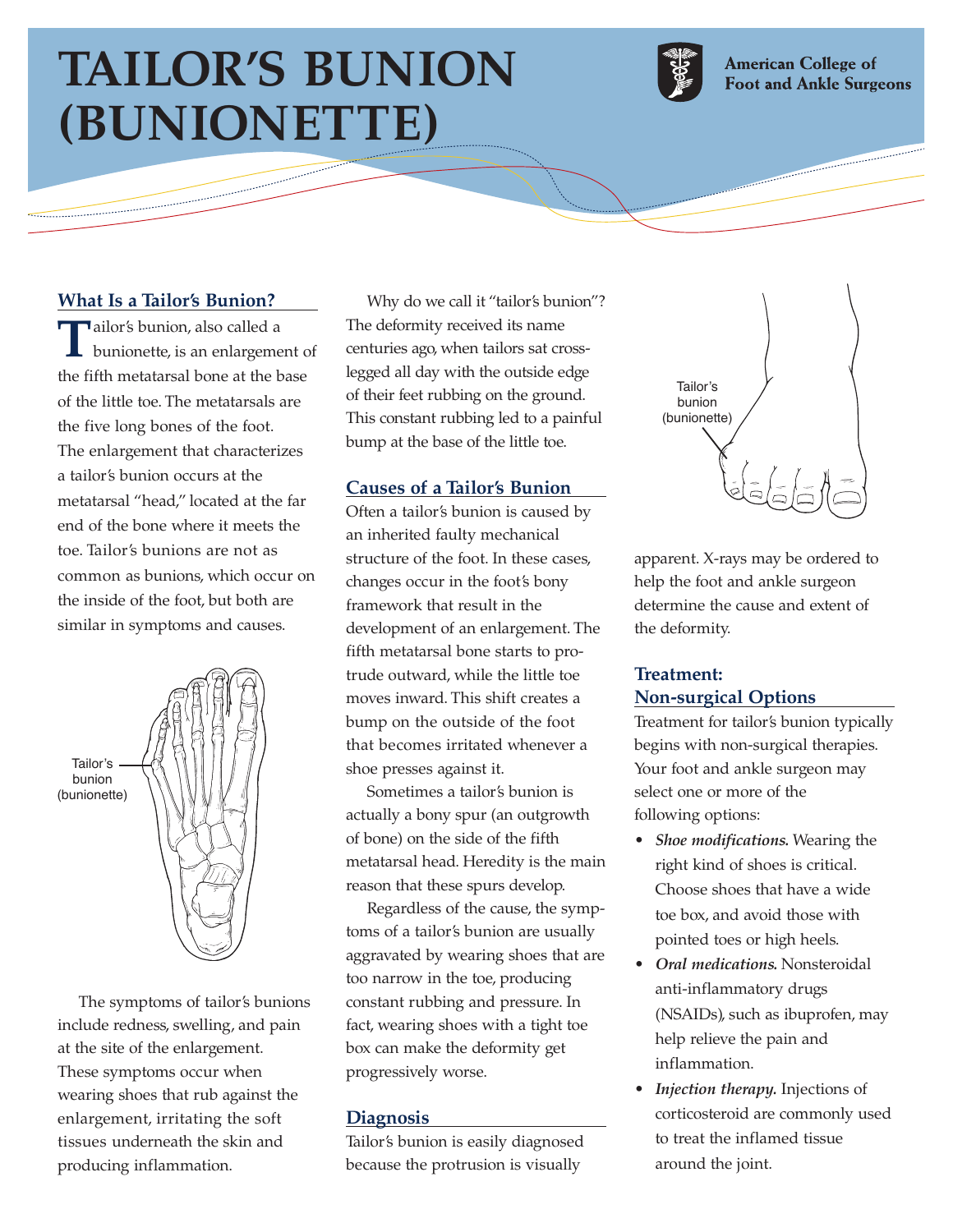# TAILOR'S BUNION (BUNIONETTE)

American College of Foot and Ankle Surgeons

## What Is a Tailor's Bunion?

Tailor's bunion, also called a bunionette, is an enlargement of the fifth metatarsal bone at the base of the little toe. The metatarsals are the five long bones of the foot. The enlargement that characterizes a tailor's bunion occurs at the metatarsal "head," located at the far end of the bone where it meets the toe. Tailor's bunions are not as common as bunions, which occur on the inside of the foot, but both are similar in symptoms and causes.

Tailor's bunion (bunionette)

The symptoms of tailor's bunions include redness, swelling, and pain at the site of the enlargement. These symptoms occur when wearing shoes that rub against the enlargement, irritating the soft tissues underneath the skin and producing inflammation.

Why do we call it "tailor's bunion"? The deformity received its name centuries ago, when tailors sat cross-legged all day with the outside edge of their feet rubbing on the ground. This constant rubbing led to a painful bump at the base of the little toe.

## Causes of a Tailor's Bunion

Often a tailor's bunion is caused by an inherited faulty mechanical structure of the foot. In these cases, changes occur in the foot's bony framework that result in the development of an enlargement. The fifth metatarsal bone starts to protrude outward, while the little toe moves inward. This shift creates a bump on the outside of the foot that becomes irritated whenever a shoe presses against it.

Sometimes a tailor's bunion is actually a bony spur (an outgrowth of bone) on the side of the fifth metatarsal head. Heredity is the main reason that these spurs develop.

Regardless of the cause, the symptoms of a tailor's bunion are usually aggravated by wearing shoes that are too narrow in the toe, producing constant rubbing and pressure. In fact, wearing shoes with a tight toe box can make the deformity get progressively worse.

## Diagnosis

Tailor's bunion is easily diagnosed because the protrusion is visually apparent. X-rays may be ordered to help the foot and ankle surgeon determine the cause and extent of the deformity.

Tailor's bunion (bunionette)

## Treatment: Non-surgical Options

Treatment for tailor's bunion typically begins with non-surgical therapies. Your foot and ankle surgeon may select one or more of the following options:

- ***Shoe modifications.*** Wearing the right kind of shoes is critical. Choose shoes that have a wide toe box, and avoid those with pointed toes or high heels.
- ***Oral medications.*** Nonsteroidal anti-inflammatory drugs (NSAIDs), such as ibuprofen, may help relieve the pain and inflammation.
- ***Injection therapy.*** Injections of corticosteroid are commonly used to treat the inflamed tissue around the joint.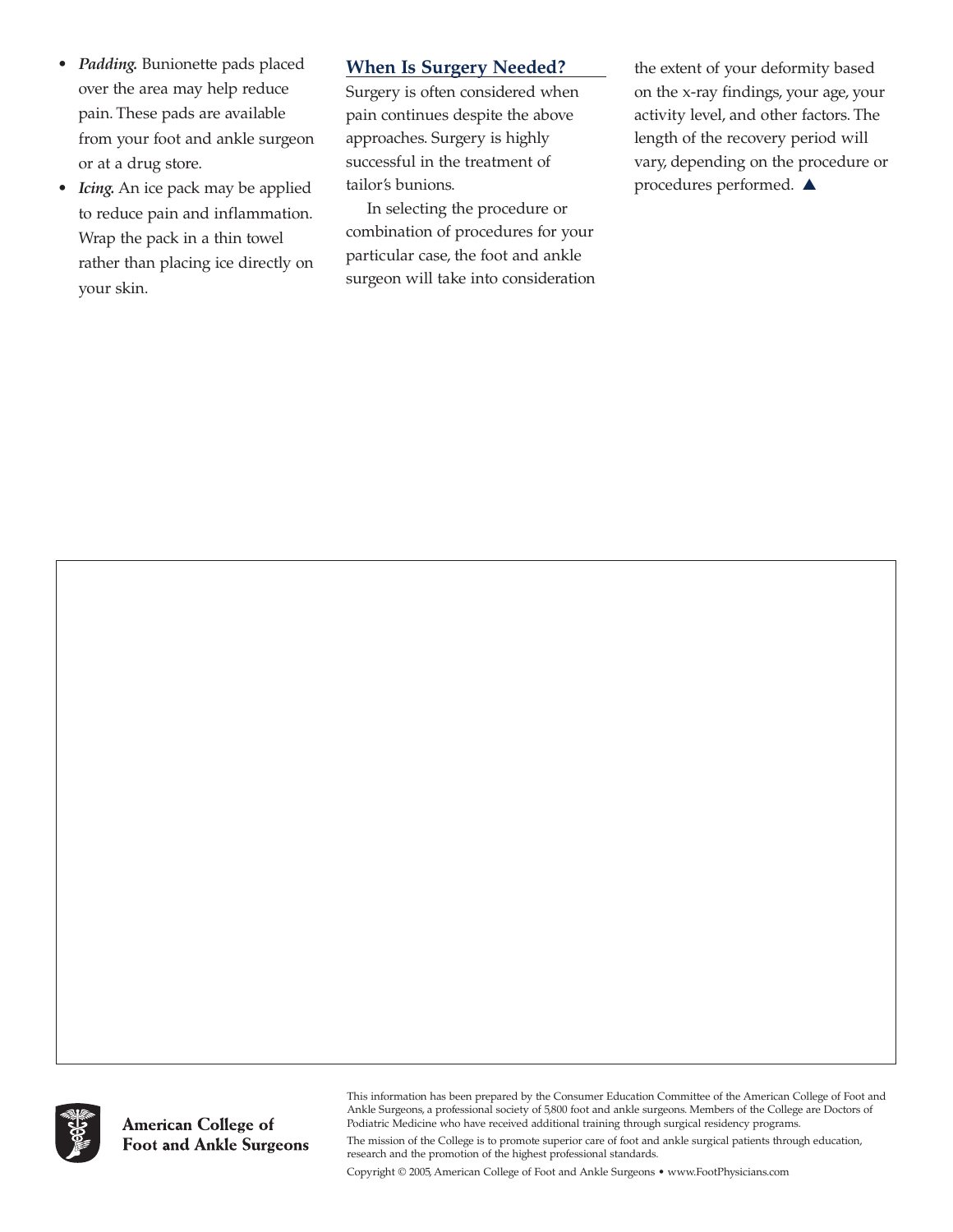- ***Padding.*** Bunionette pads placed over the area may help reduce pain. These pads are available from your foot and ankle surgeon or at a drug store.
- ***Icing.*** An ice pack may be applied to reduce pain and inflammation. Wrap the pack in a thin towel rather than placing ice directly on your skin.

## When Is Surgery Needed?

Surgery is often considered when pain continues despite the above approaches. Surgery is highly successful in the treatment of tailor's bunions.

In selecting the procedure or combination of procedures for your particular case, the foot and ankle surgeon will take into consideration the extent of your deformity based on the x-ray findings, your age, your activity level, and other factors. The length of the recovery period will vary, depending on the procedure or procedures performed. ▲

**American College of Foot and Ankle Surgeons**

This information has been prepared by the Consumer Education Committee of the American College of Foot and Ankle Surgeons, a professional society of 5,800 foot and ankle surgeons. Members of the College are Doctors of Podiatric Medicine who have received additional training through surgical residency programs.

The mission of the College is to promote superior care of foot and ankle surgical patients through education, research and the promotion of the highest professional standards.

Copyright © 2005, American College of Foot and Ankle Surgeons • www.FootPhysicians.com